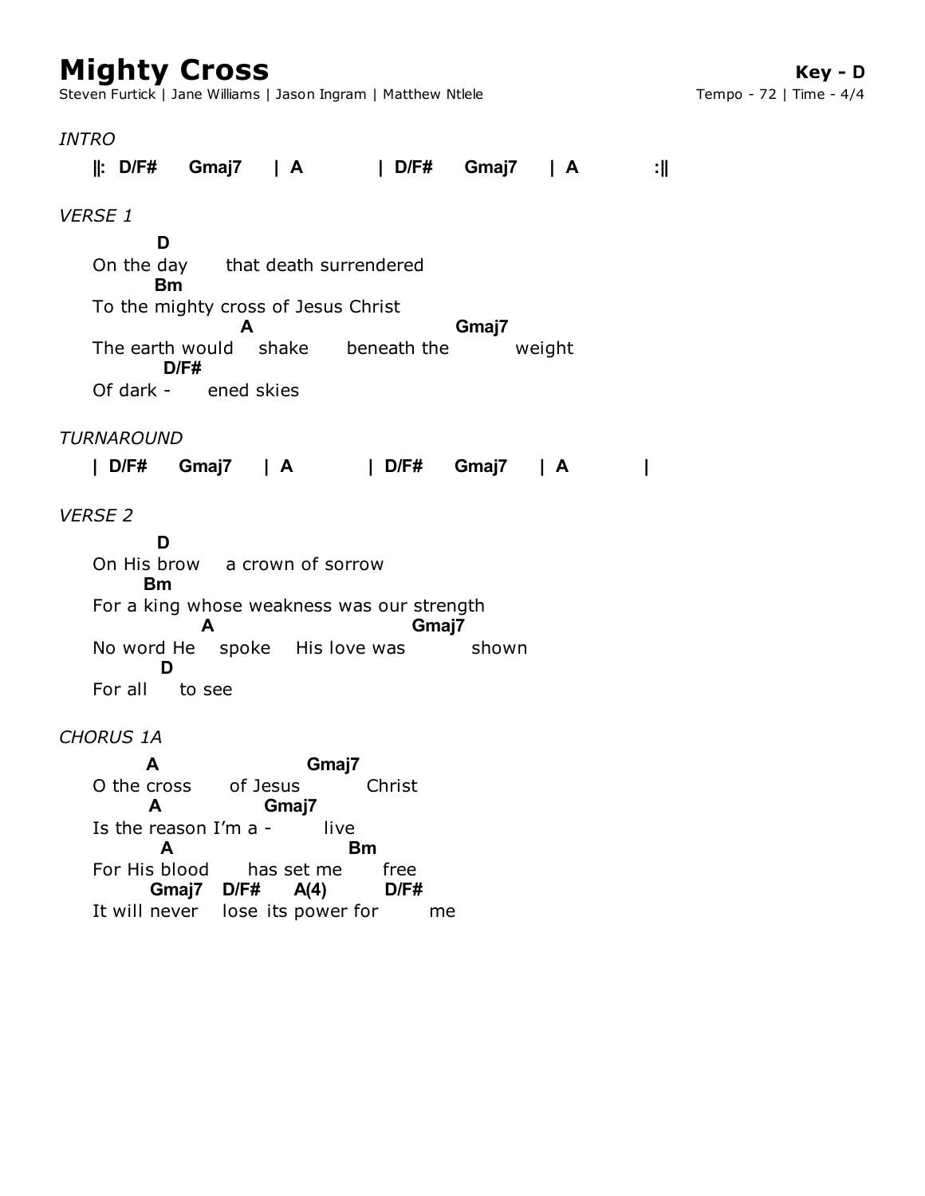# Mighty Cross

**Key - D**

Steven Furtick | Jane Williams | Jason Ingram | Matthew Ntlele

Tempo - 72 | Time - 4/4

*INTRO*

```
||:  D/F#    Gmaj7    | A          | D/F#    Gmaj7    | A          :||
```

*VERSE 1*

```
         D
On the day      that death surrendered
        Bm
To the mighty cross of Jesus Christ
                  A                          Gmaj7
The earth would   shake      beneath the          weight
          D/F#
Of dark -      ened skies
```

*TURNAROUND*

```
| D/F#    Gmaj7    | A          | D/F#    Gmaj7    | A          |
```

*VERSE 2*

```
         D
On His brow    a crown of sorrow
      Bm
For a king whose weakness was our strength
              A                       Gmaj7
No word He    spoke    His love was          shown
         D
For all     to see
```

*CHORUS 1A*

```
     A                  Gmaj7
O the cross      of Jesus          Christ
     A          Gmaj7
Is the reason I'm a -         live
        A                    Bm
For His blood      has set me      free
       Gmaj7   D/F#     A(4)      D/F#
It will never    lose its power for       me
```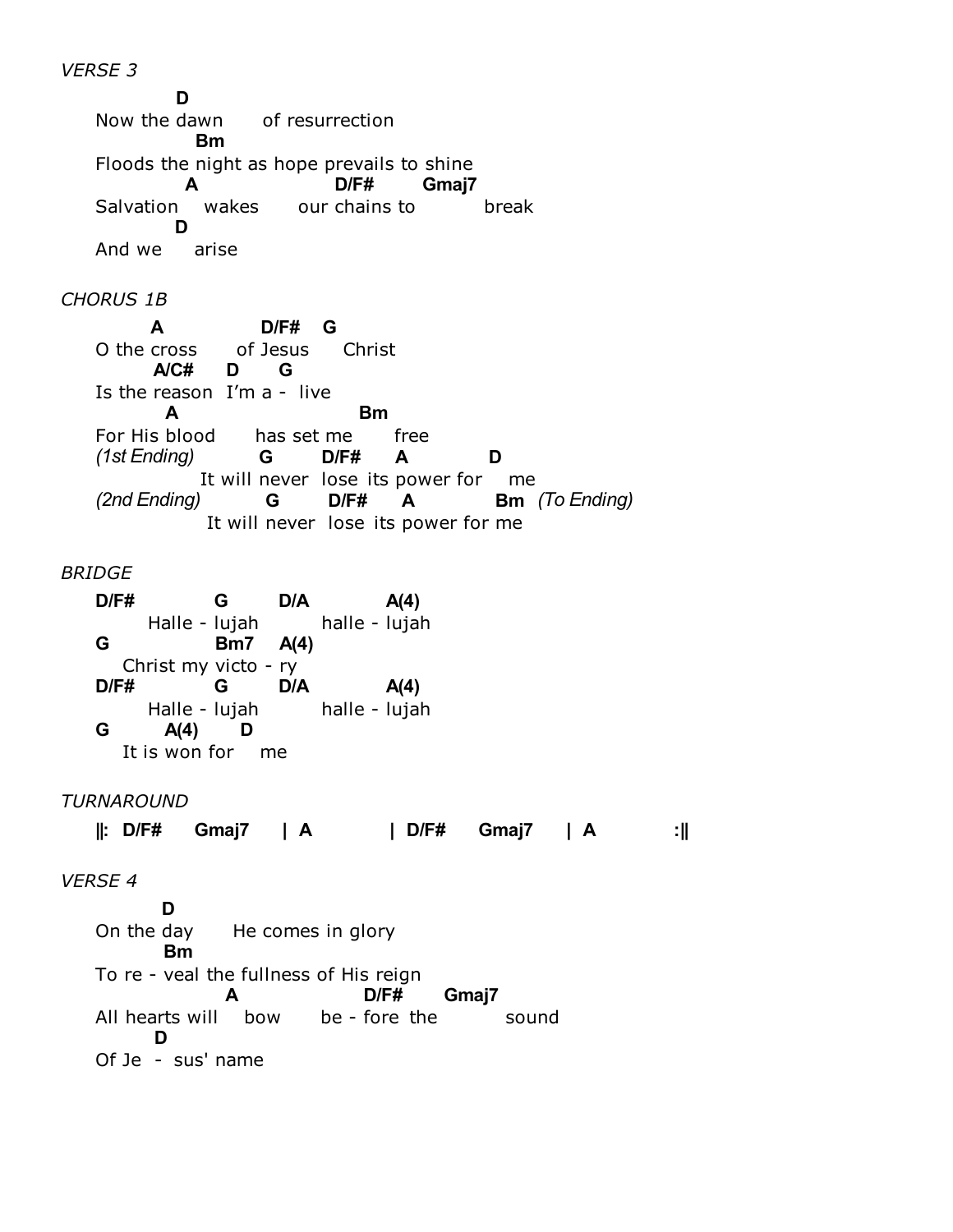*VERSE 3*

```
           D
Now the dawn     of resurrection
             Bm
Floods the night as hope prevails to shine
            A                 D/F#      Gmaj7
Salvation    wakes      our chains to          break
           D
And we     arise
```

*CHORUS 1B*

```
        A             D/F#   G
O the cross      of Jesus     Christ
        A/C#     D      G
Is the reason  I'm a -  live
         A                        Bm
For His blood      has set me      free
(1st Ending)          G        D/F#      A            D
              It will never  lose its power for    me
(2nd Ending)          G        D/F#      A            Bm  (To Ending)
              It will never  lose its power for me
```

*BRIDGE*

```
D/F#          G        D/A          A(4)
      Halle - lujah         halle - lujah
G              Bm7    A(4)
   Christ my victo - ry
D/F#          G        D/A          A(4)
      Halle - lujah         halle - lujah
G        A(4)      D
   It is won for    me
```

*TURNAROUND*

```
||:  D/F#     Gmaj7    | A          | D/F#     Gmaj7    | A          :||
```

*VERSE 4*

```
         D
On the day      He comes in glory
         Bm
To re - veal the fullness of His reign
                  A                D/F#      Gmaj7
All hearts will    bow      be - fore  the          sound
        D
Of Je  -  sus' name
```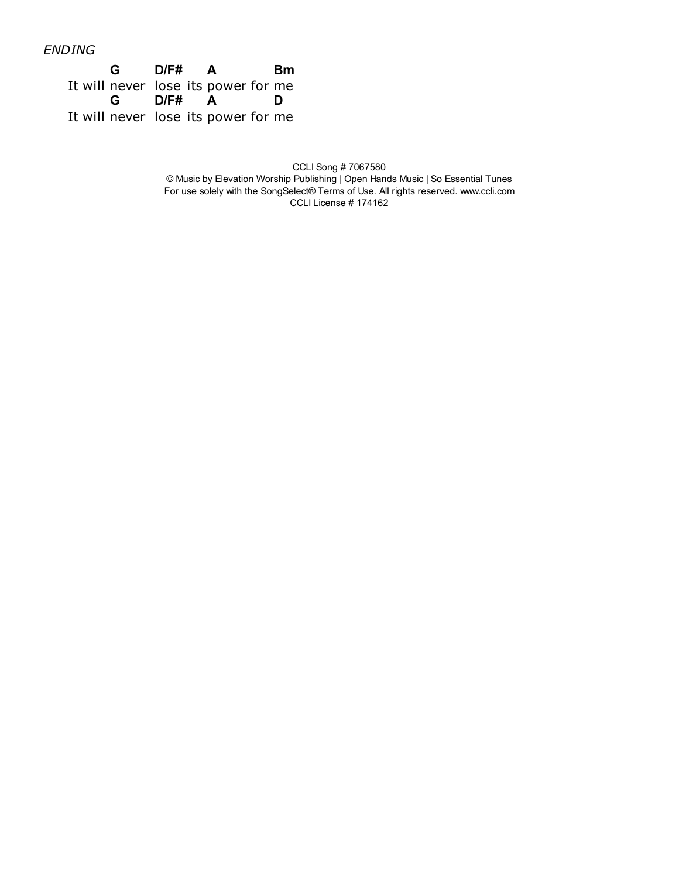*ENDING*

```
         G       D/F#    A          Bm
    It will never  lose its power for me
         G       D/F#    A          D
    It will never  lose its power for me
```

CCLI Song # 7067580
© Music by Elevation Worship Publishing | Open Hands Music | So Essential Tunes
For use solely with the SongSelect® Terms of Use. All rights reserved. www.ccli.com
CCLI License # 174162